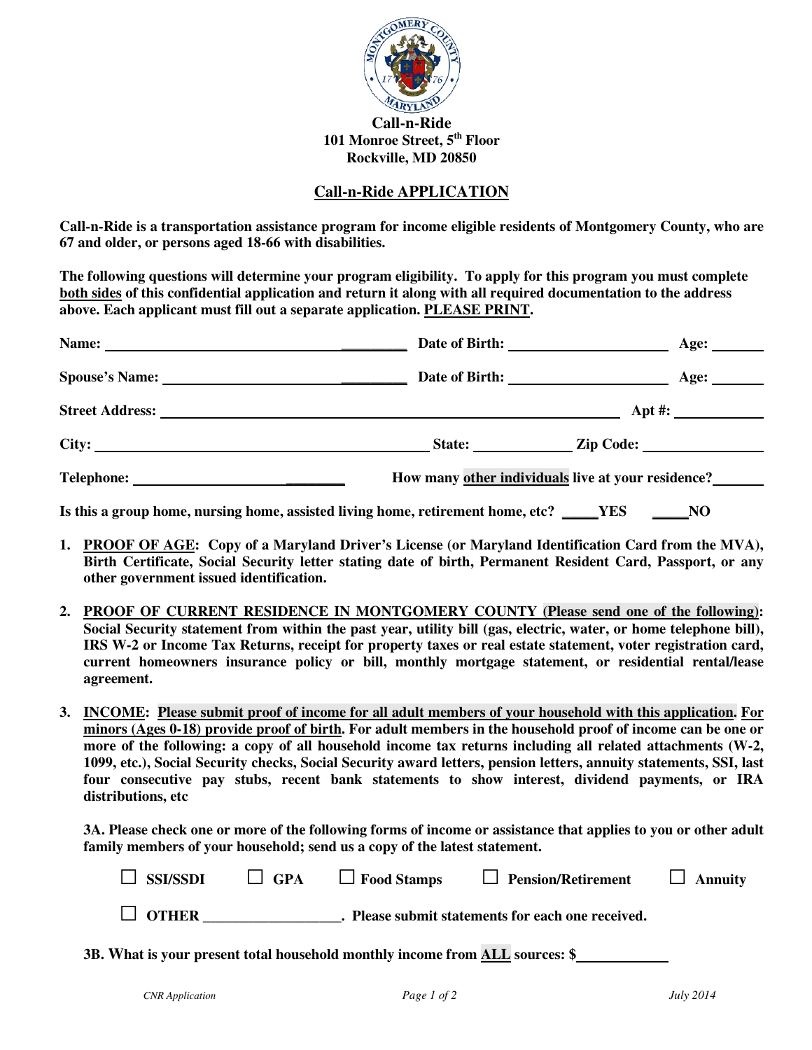**Call-n-Ride**
**101 Monroe Street, 5th Floor**
**Rockville, MD 20850**

## Call-n-Ride APPLICATION

**Call-n-Ride is a transportation assistance program for income eligible residents of Montgomery County, who are 67 and older, or persons aged 18-66 with disabilities.**

**The following questions will determine your program eligibility. To apply for this program you must complete both sides of this confidential application and return it along with all required documentation to the address above. Each applicant must fill out a separate application. PLEASE PRINT.**

**Name:** ______________________________ **Date of Birth:** ____________________ **Age:** ________

**Spouse's Name:** ______________________________ **Date of Birth:** ____________________ **Age:** ________

**Street Address:** ____________________________________________________ **Apt #:** __________

**City:** ______________________________________ **State:** __________ **Zip Code:** ______________

**Telephone:** ______________________________ **How many other individuals live at your residence?** ________

**Is this a group home, nursing home, assisted living home, retirement home, etc? _____YES _____NO**

1. **PROOF OF AGE: Copy of a Maryland Driver's License (or Maryland Identification Card from the MVA), Birth Certificate, Social Security letter stating date of birth, Permanent Resident Card, Passport, or any other government issued identification.**

2. **PROOF OF CURRENT RESIDENCE IN MONTGOMERY COUNTY (Please send one of the following): Social Security statement from within the past year, utility bill (gas, electric, water, or home telephone bill), IRS W-2 or Income Tax Returns, receipt for property taxes or real estate statement, voter registration card, current homeowners insurance policy or bill, monthly mortgage statement, or residential rental/lease agreement.**

3. **INCOME: Please submit proof of income for all adult members of your household with this application. For minors (Ages 0-18) provide proof of birth. For adult members in the household proof of income can be one or more of the following: a copy of all household income tax returns including all related attachments (W-2, 1099, etc.), Social Security checks, Social Security award letters, pension letters, annuity statements, SSI, last four consecutive pay stubs, recent bank statements to show interest, dividend payments, or IRA distributions, etc**

   **3A. Please check one or more of the following forms of income or assistance that applies to you or other adult family members of your household; send us a copy of the latest statement.**

   ☐ **SSI/SSDI** ☐ **GPA** ☐ **Food Stamps** ☐ **Pension/Retirement** ☐ **Annuity**

   ☐ **OTHER __________________. Please submit statements for each one received.**

   **3B. What is your present total household monthly income from ALL sources: $____________**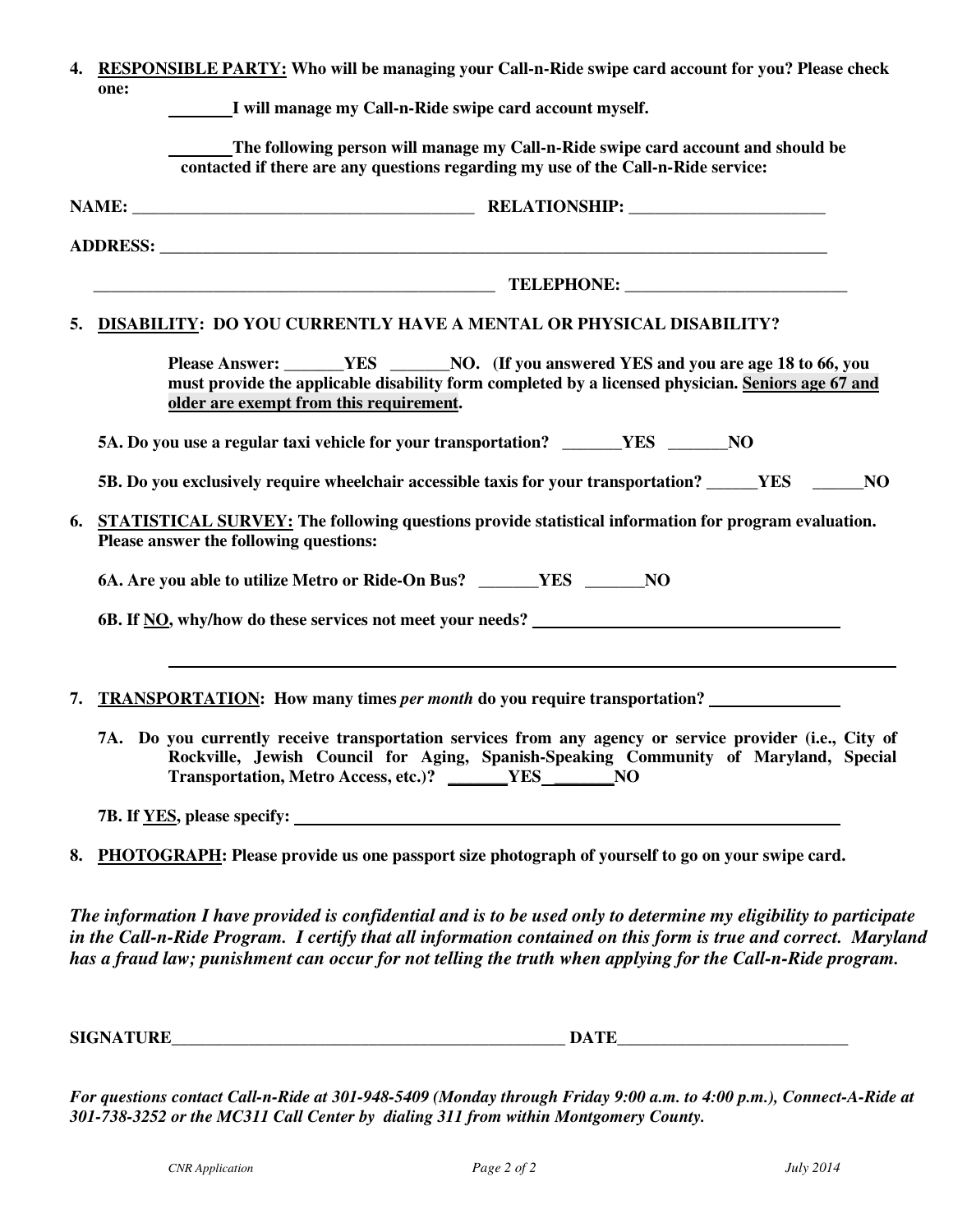4. **RESPONSIBLE PARTY: Who will be managing your Call-n-Ride swipe card account for you? Please check one:**

   **________I will manage my Call-n-Ride swipe card account myself.**

   **________The following person will manage my Call-n-Ride swipe card account and should be contacted if there are any questions regarding my use of the Call-n-Ride service:**

**NAME: ________________________________________ RELATIONSHIP: _______________________**

**ADDRESS: ______________________________________________________________________________**

**_______________________________________________ TELEPHONE: __________________________**

5. **DISABILITY: DO YOU CURRENTLY HAVE A MENTAL OR PHYSICAL DISABILITY?**

   **Please Answer: _______YES _______NO. (If you answered YES and you are age 18 to 66, you must provide the applicable disability form completed by a licensed physician. Seniors age 67 and older are exempt from this requirement.**

   **5A. Do you use a regular taxi vehicle for your transportation? _______YES _______NO**

   **5B. Do you exclusively require wheelchair accessible taxis for your transportation? ______YES ______NO**

6. **STATISTICAL SURVEY: The following questions provide statistical information for program evaluation. Please answer the following questions:**

   **6A. Are you able to utilize Metro or Ride-On Bus? _______YES _______NO**

   **6B. If NO, why/how do these services not meet your needs? ________________________________**

   **_______________________________________________________________________________**

7. **TRANSPORTATION: How many times *per month* do you require transportation? _______________**

   **7A. Do you currently receive transportation services from any agency or service provider (i.e., City of Rockville, Jewish Council for Aging, Spanish-Speaking Community of Maryland, Special Transportation, Metro Access, etc.)? _______YES _______NO**

   **7B. If YES, please specify: ____________________________________________________________**

8. **PHOTOGRAPH: Please provide us one passport size photograph of yourself to go on your swipe card.**

***The information I have provided is confidential and is to be used only to determine my eligibility to participate in the Call-n-Ride Program. I certify that all information contained on this form is true and correct. Maryland has a fraud law; punishment can occur for not telling the truth when applying for the Call-n-Ride program.***

**SIGNATURE_______________________________________________ DATE___________________________**

***For questions contact Call-n-Ride at 301-948-5409 (Monday through Friday 9:00 a.m. to 4:00 p.m.), Connect-A-Ride at 301-738-3252 or the MC311 Call Center by dialing 311 from within Montgomery County.***